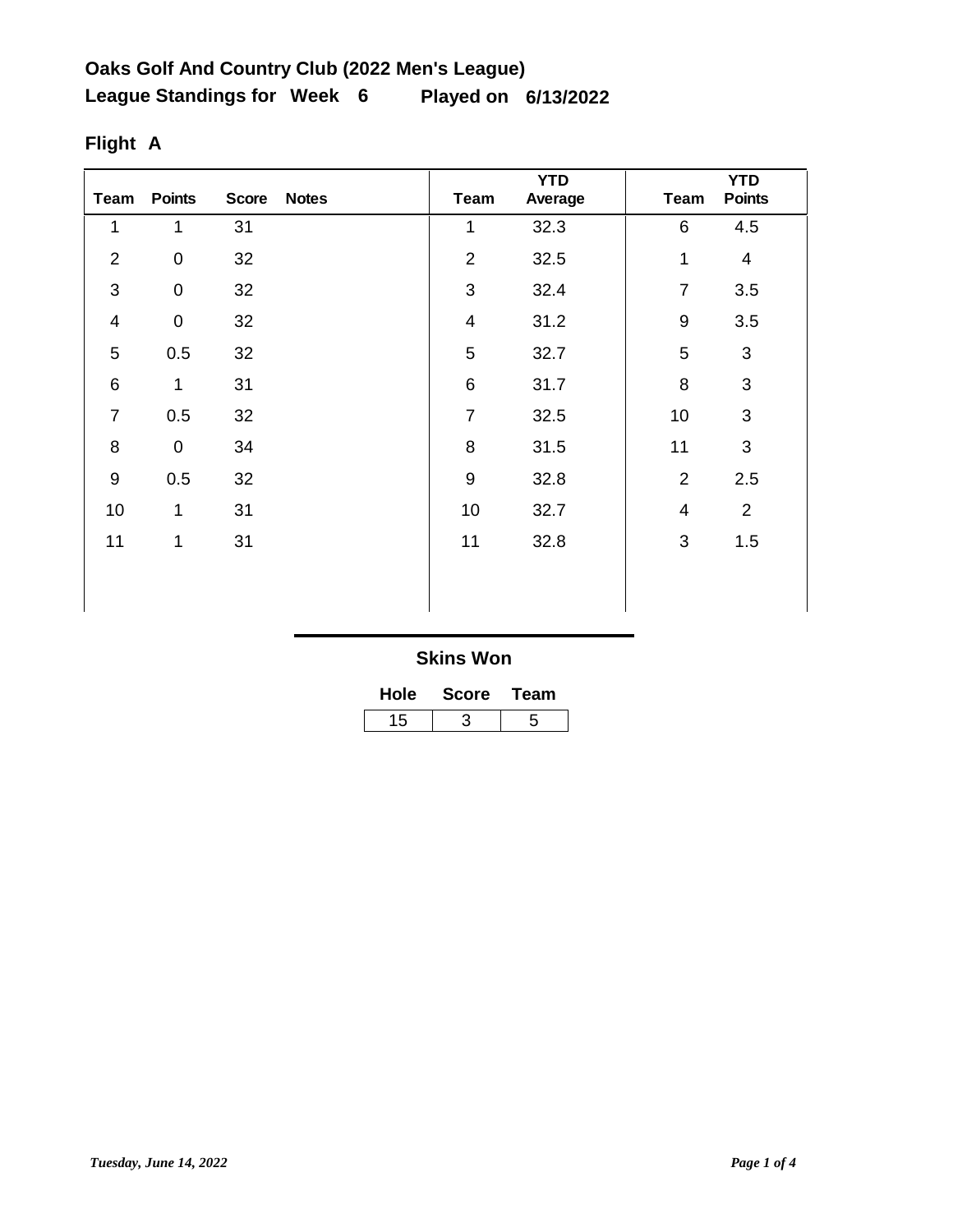**Oaks Golf And Country Club (2022 Men's League)**

**League Standings for Week 6 Played on 6/13/2022**

**Flight A**

| Team | Points | Score | Notes | Team | YTD Average | Team | YTD Points |
|---|---|---|---|---|---|---|---|
| 1 | 1 | 31 | | 1 | 32.3 | 6 | 4.5 |
| 2 | 0 | 32 | | 2 | 32.5 | 1 | 4 |
| 3 | 0 | 32 | | 3 | 32.4 | 7 | 3.5 |
| 4 | 0 | 32 | | 4 | 31.2 | 9 | 3.5 |
| 5 | 0.5 | 32 | | 5 | 32.7 | 5 | 3 |
| 6 | 1 | 31 | | 6 | 31.7 | 8 | 3 |
| 7 | 0.5 | 32 | | 7 | 32.5 | 10 | 3 |
| 8 | 0 | 34 | | 8 | 31.5 | 11 | 3 |
| 9 | 0.5 | 32 | | 9 | 32.8 | 2 | 2.5 |
| 10 | 1 | 31 | | 10 | 32.7 | 4 | 2 |
| 11 | 1 | 31 | | 11 | 32.8 | 3 | 1.5 |

**Skins Won**

| Hole | Score | Team |
|---|---|---|
| 15 | 3 | 5 |

*Tuesday, June 14, 2022*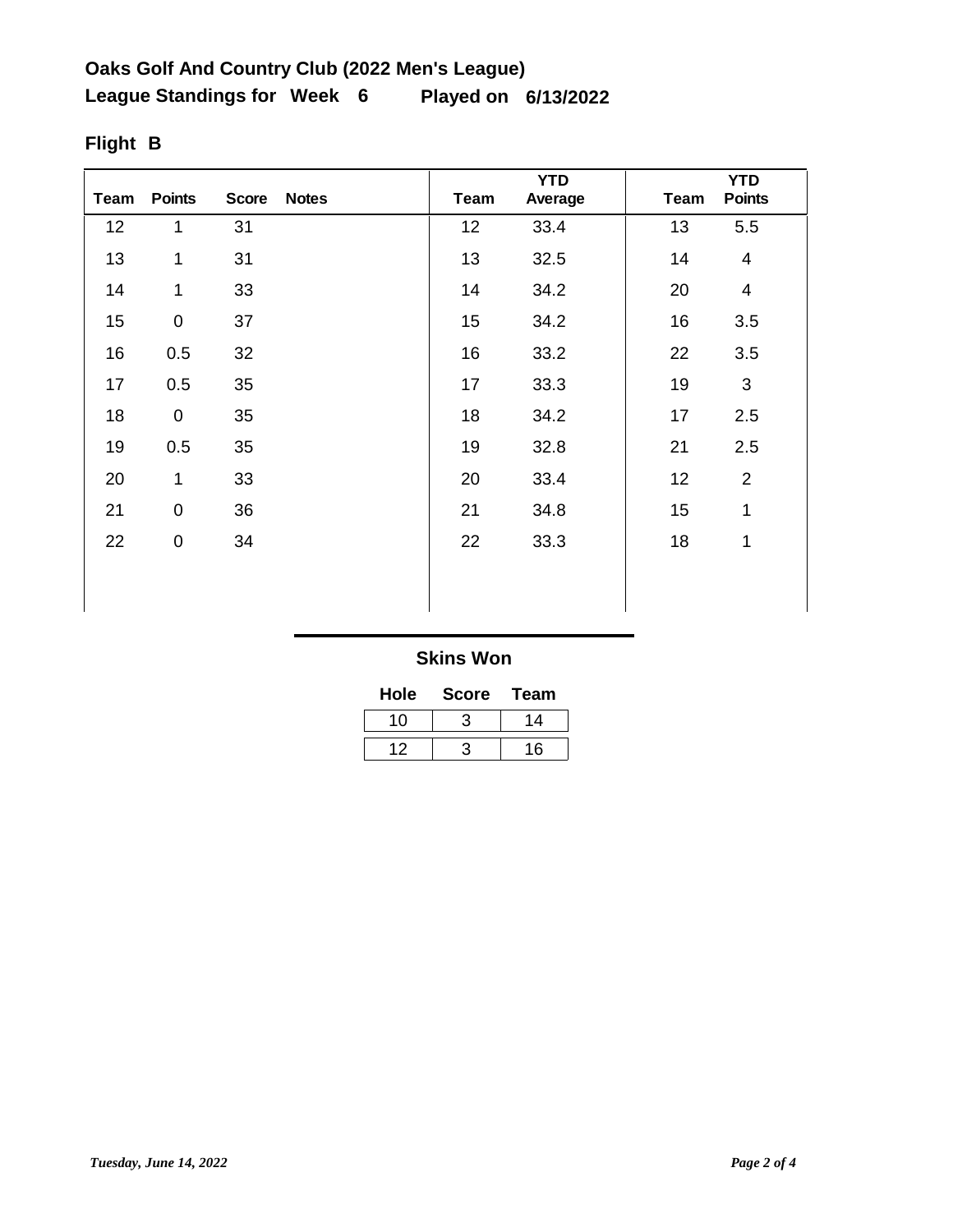**Oaks Golf And Country Club (2022 Men's League)**

**League Standings for Week 6 Played on 6/13/2022**

**Flight B**

| Team | Points | Score | Notes | Team | YTD Average | Team | YTD Points |
|---|---|---|---|---|---|---|---|
| 12 | 1 | 31 | | 12 | 33.4 | 13 | 5.5 |
| 13 | 1 | 31 | | 13 | 32.5 | 14 | 4 |
| 14 | 1 | 33 | | 14 | 34.2 | 20 | 4 |
| 15 | 0 | 37 | | 15 | 34.2 | 16 | 3.5 |
| 16 | 0.5 | 32 | | 16 | 33.2 | 22 | 3.5 |
| 17 | 0.5 | 35 | | 17 | 33.3 | 19 | 3 |
| 18 | 0 | 35 | | 18 | 34.2 | 17 | 2.5 |
| 19 | 0.5 | 35 | | 19 | 32.8 | 21 | 2.5 |
| 20 | 1 | 33 | | 20 | 33.4 | 12 | 2 |
| 21 | 0 | 36 | | 21 | 34.8 | 15 | 1 |
| 22 | 0 | 34 | | 22 | 33.3 | 18 | 1 |

**Skins Won**

| Hole | Score | Team |
|---|---|---|
| 10 | 3 | 14 |
| 12 | 3 | 16 |

*Tuesday, June 14, 2022*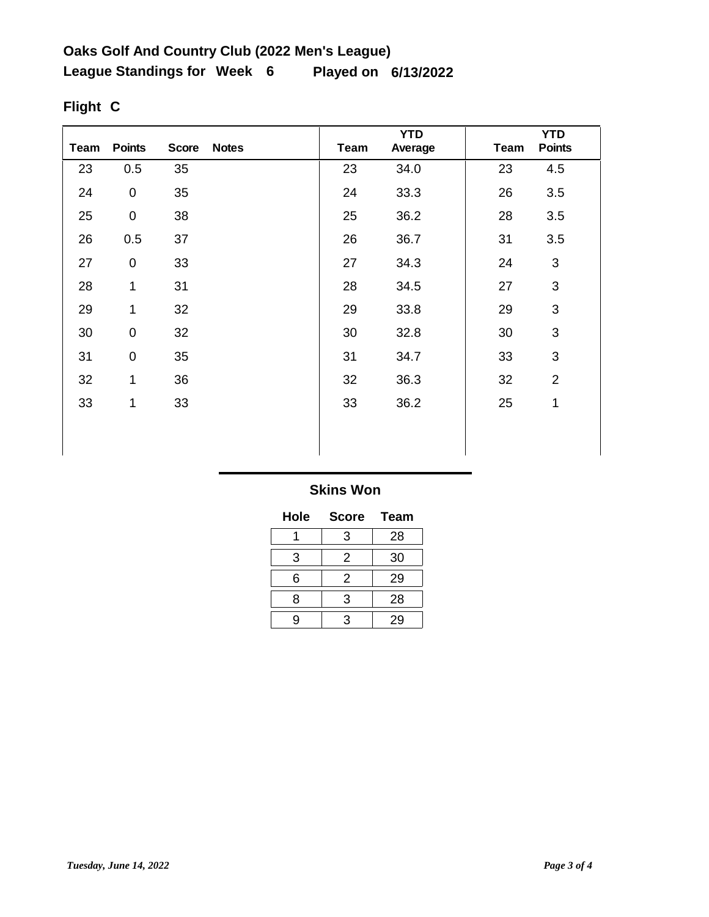**Oaks Golf And Country Club (2022 Men's League)**

**League Standings for Week 6 Played on 6/13/2022**

**Flight C**

| Team | Points | Score | Notes | Team | YTD Average | Team | YTD Points |
|---|---|---|---|---|---|---|---|
| 23 | 0.5 | 35 | | 23 | 34.0 | 23 | 4.5 |
| 24 | 0 | 35 | | 24 | 33.3 | 26 | 3.5 |
| 25 | 0 | 38 | | 25 | 36.2 | 28 | 3.5 |
| 26 | 0.5 | 37 | | 26 | 36.7 | 31 | 3.5 |
| 27 | 0 | 33 | | 27 | 34.3 | 24 | 3 |
| 28 | 1 | 31 | | 28 | 34.5 | 27 | 3 |
| 29 | 1 | 32 | | 29 | 33.8 | 29 | 3 |
| 30 | 0 | 32 | | 30 | 32.8 | 30 | 3 |
| 31 | 0 | 35 | | 31 | 34.7 | 33 | 3 |
| 32 | 1 | 36 | | 32 | 36.3 | 32 | 2 |
| 33 | 1 | 33 | | 33 | 36.2 | 25 | 1 |

**Skins Won**

| Hole | Score | Team |
|---|---|---|
| 1 | 3 | 28 |
| 3 | 2 | 30 |
| 6 | 2 | 29 |
| 8 | 3 | 28 |
| 9 | 3 | 29 |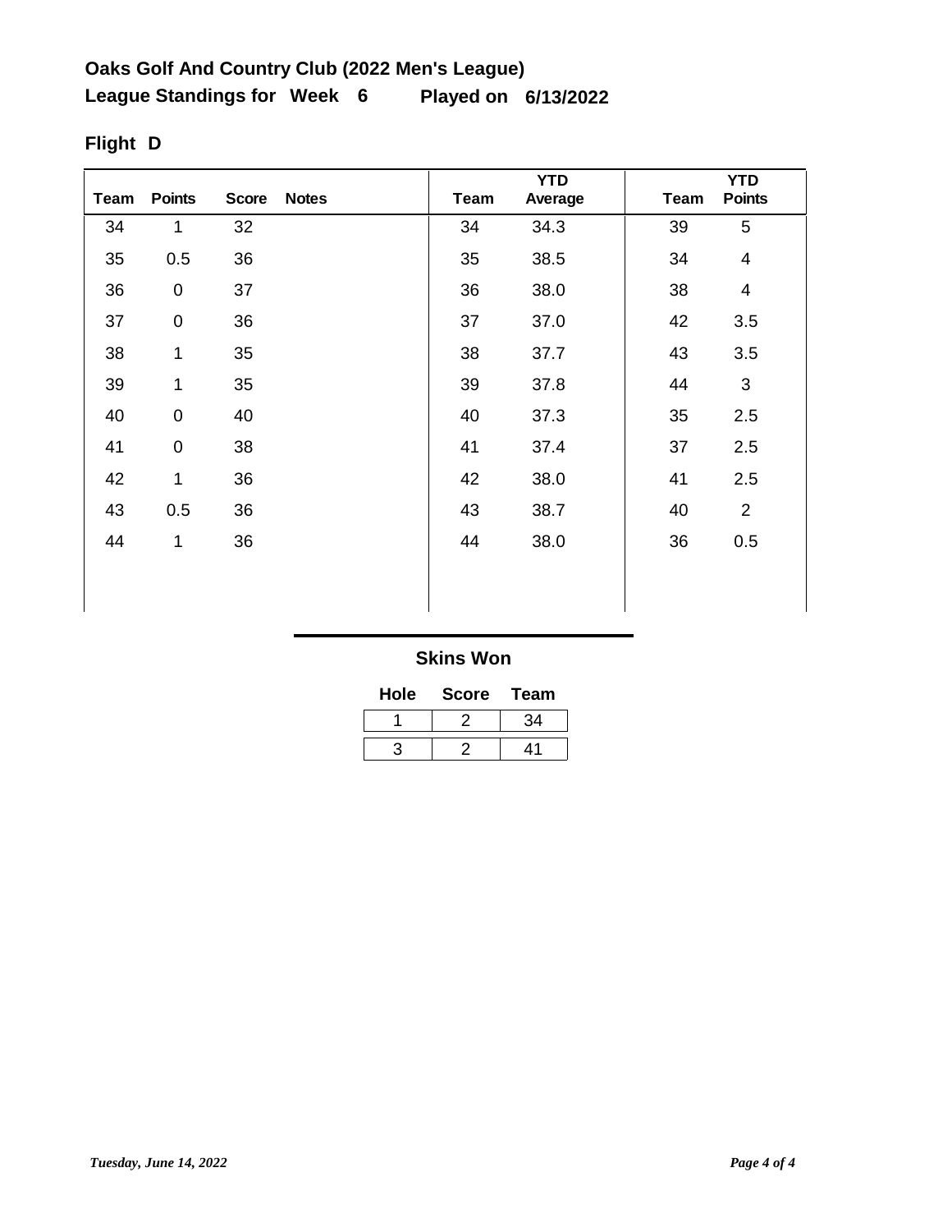**Oaks Golf And Country Club (2022 Men's League)**

**League Standings for Week 6 Played on 6/13/2022**

**Flight D**

| Team | Points | Score | Notes |
|---|---|---|---|
| 34 | 1 | 32 | |
| 35 | 0.5 | 36 | |
| 36 | 0 | 37 | |
| 37 | 0 | 36 | |
| 38 | 1 | 35 | |
| 39 | 1 | 35 | |
| 40 | 0 | 40 | |
| 41 | 0 | 38 | |
| 42 | 1 | 36 | |
| 43 | 0.5 | 36 | |
| 44 | 1 | 36 | |

| Team | YTD Average |
|---|---|
| 34 | 34.3 |
| 35 | 38.5 |
| 36 | 38.0 |
| 37 | 37.0 |
| 38 | 37.7 |
| 39 | 37.8 |
| 40 | 37.3 |
| 41 | 37.4 |
| 42 | 38.0 |
| 43 | 38.7 |
| 44 | 38.0 |

| Team | YTD Points |
|---|---|
| 39 | 5 |
| 34 | 4 |
| 38 | 4 |
| 42 | 3.5 |
| 43 | 3.5 |
| 44 | 3 |
| 35 | 2.5 |
| 37 | 2.5 |
| 41 | 2.5 |
| 40 | 2 |
| 36 | 0.5 |

**Skins Won**

| Hole | Score | Team |
|---|---|---|
| 1 | 2 | 34 |
| 3 | 2 | 41 |

*Tuesday, June 14, 2022*